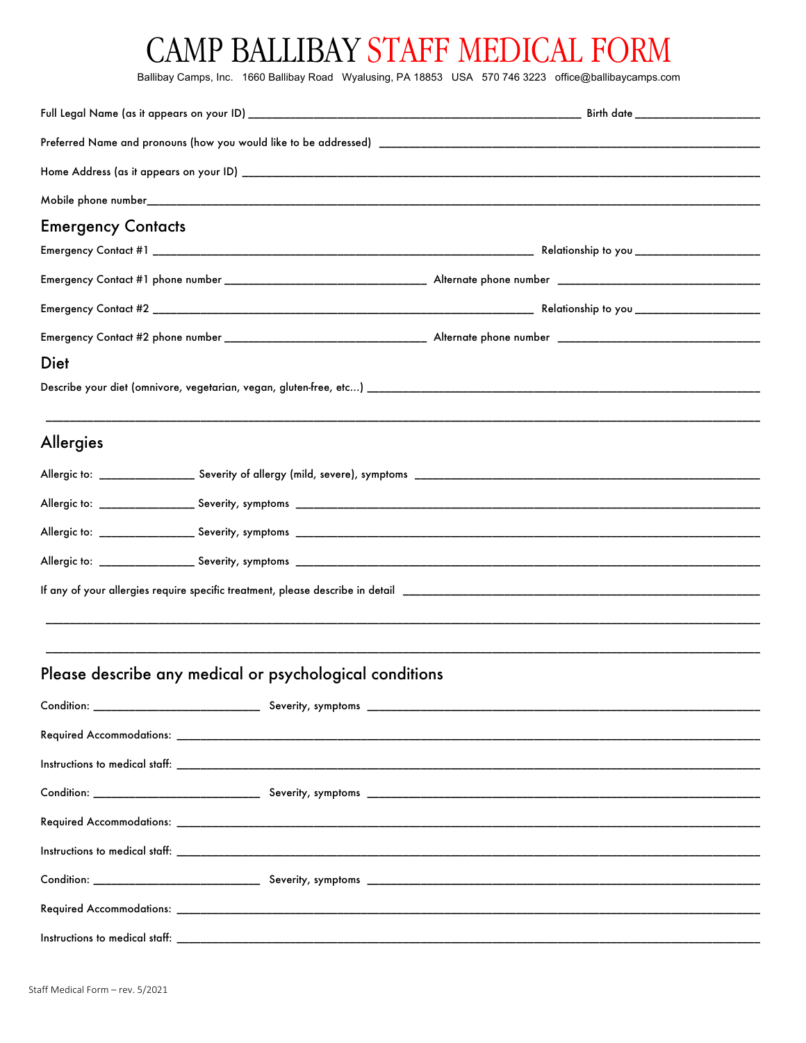# CAMP BALLIBAY STAFF MEDICAL FORM

Ballibay Camps, Inc. 1660 Ballibay Road Wyalusing, PA 18853 USA 570 746 3223 office@ballibaycamps.com

Full Legal Name (as it appears on your ID) ______________________________ Birth date ______________

Preferred Name and pronouns (how you would like to be addressed) ______________________________

Home Address (as it appears on your ID) ______________________________

Mobile phone number______________________________

## Emergency Contacts

Emergency Contact #1 ______________________________ Relationship to you ______________

Emergency Contact #1 phone number ____________________ Alternate phone number ____________________

Emergency Contact #2 ______________________________ Relationship to you ______________

Emergency Contact #2 phone number ____________________ Alternate phone number ____________________

## Diet

Describe your diet (omnivore, vegetarian, vegan, gluten-free, etc...) ______________________________

______________________________________________________________

## Allergies

Allergic to: ______________ Severity of allergy (mild, severe), symptoms ______________________________

Allergic to: ______________ Severity, symptoms ______________________________

Allergic to: ______________ Severity, symptoms ______________________________

Allergic to: ______________ Severity, symptoms ______________________________

If any of your allergies require specific treatment, please describe in detail ______________________________

______________________________________________________________

______________________________________________________________

## Please describe any medical or psychological conditions

Condition: ____________________ Severity, symptoms ______________________________

Required Accommodations: ______________________________

Instructions to medical staff: ______________________________

Condition: ____________________ Severity, symptoms ______________________________

Required Accommodations: ______________________________

Instructions to medical staff: ______________________________

Condition: ____________________ Severity, symptoms ______________________________

Required Accommodations: ______________________________

Instructions to medical staff: ______________________________

Staff Medical Form – rev. 5/2021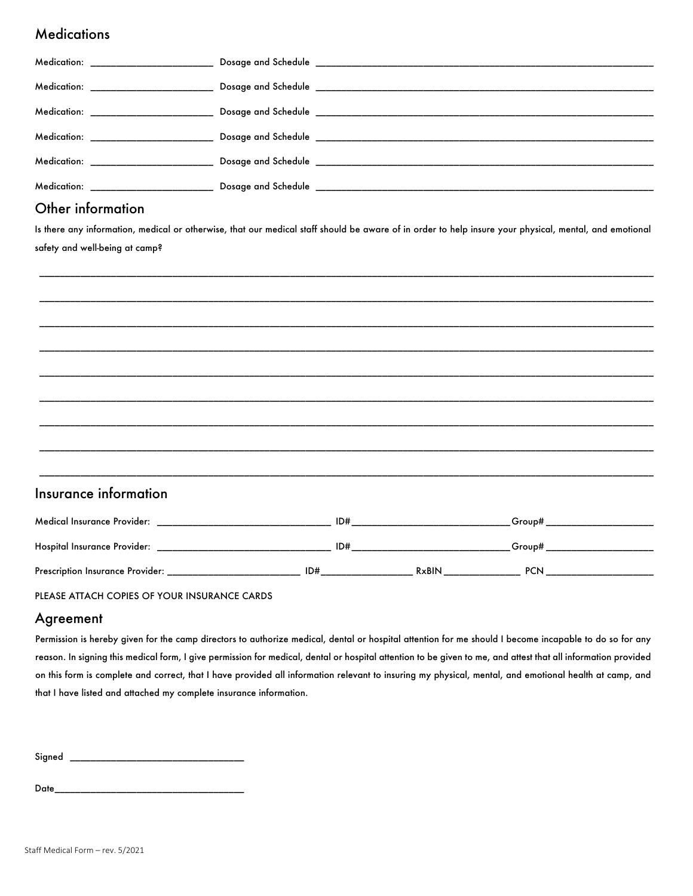## Medications

Medication: ______________________ Dosage and Schedule ____________________________________________________________

Medication: ______________________ Dosage and Schedule ____________________________________________________________

Medication: ______________________ Dosage and Schedule ____________________________________________________________

Medication: ______________________ Dosage and Schedule ____________________________________________________________

Medication: ______________________ Dosage and Schedule ____________________________________________________________

Medication: ______________________ Dosage and Schedule ____________________________________________________________

## Other information

Is there any information, medical or otherwise, that our medical staff should be aware of in order to help insure your physical, mental, and emotional safety and well-being at camp?

________________________________________________________________________________________________________

________________________________________________________________________________________________________

________________________________________________________________________________________________________

________________________________________________________________________________________________________

________________________________________________________________________________________________________

________________________________________________________________________________________________________

________________________________________________________________________________________________________

________________________________________________________________________________________________________

________________________________________________________________________________________________________

## Insurance information

Medical Insurance Provider: ________________________________ ID#____________________________ Group# ____________________

Hospital Insurance Provider: ________________________________ ID#____________________________ Group# ____________________

Prescription Insurance Provider: _________________________ ID#________________ RxBIN ______________ PCN ____________________

PLEASE ATTACH COPIES OF YOUR INSURANCE CARDS

## Agreement

Permission is hereby given for the camp directors to authorize medical, dental or hospital attention for me should I become incapable to do so for any reason. In signing this medical form, I give permission for medical, dental or hospital attention to be given to me, and attest that all information provided on this form is complete and correct, that I have provided all information relevant to insuring my physical, mental, and emotional health at camp, and that I have listed and attached my complete insurance information.

Signed ________________________________

Date___________________________________

Staff Medical Form – rev. 5/2021